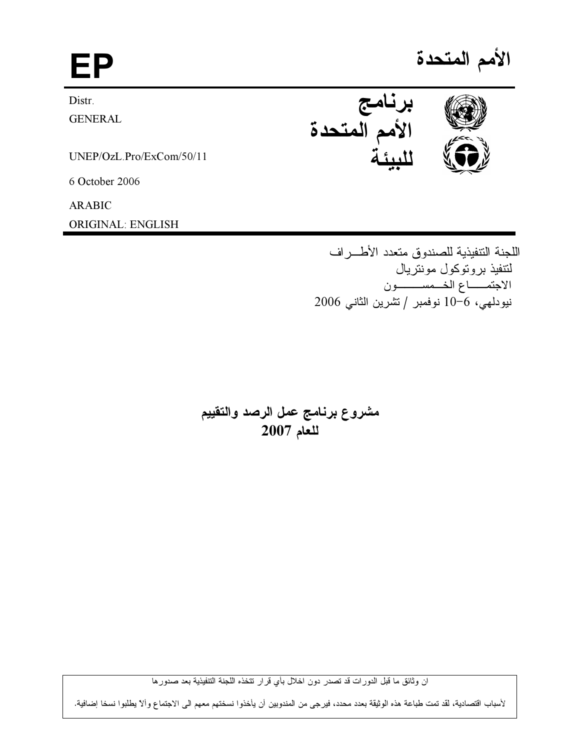# الأمم المتحدة

# EP

برنامج الأمم المتحدة للبيئة

Distr.
GENERAL

UNEP/OzL.Pro/ExCom/50/11

6 October 2006

ARABIC
ORIGINAL: ENGLISH

اللجنة التنفيذية للصندوق متعدد الأطـــراف
لتنفيذ بروتوكول مونتريال
الاجتمـــــاع الخـــمســـــــون
نيودلهي، 6-10 نوفمبر / تشرين الثاني 2006

## مشروع برنامج عمل الرصد والتقييم للعام 2007

ان وثائق ما قبل الدورات قد تصدر دون اخلال بأي قرار تتخذه اللجنة التنفيذية بعد صدورها

لأسباب اقتصادية، لقد تمت طباعة هذه الوثيقة بعدد محدد، فيرجى من المندوبين أن يأخذوا نسختهم معهم الى الاجتماع وألا يطلبوا نسخا إضافية.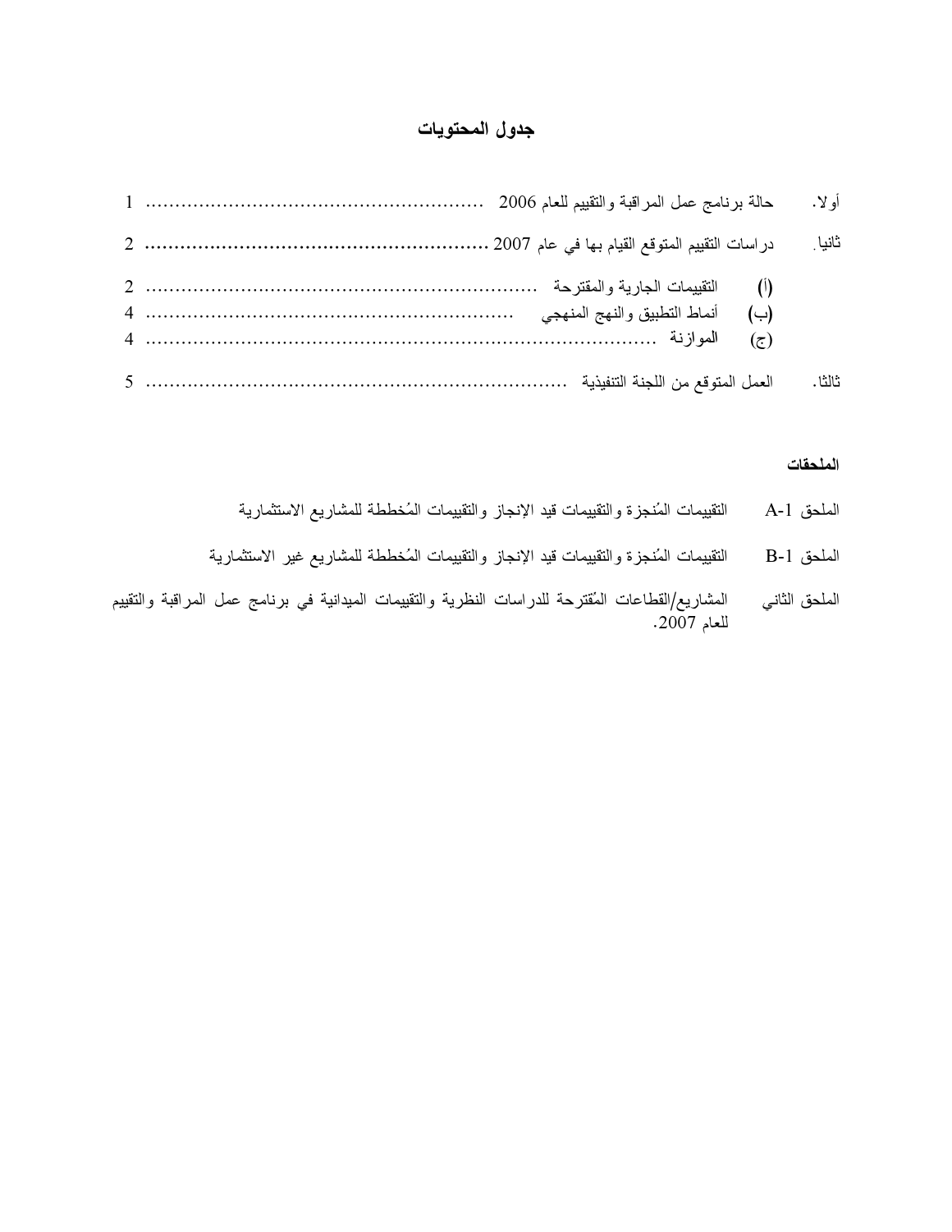# جدول المحتويات

| | | |
|---|---|---|
| أولا. | حالة برنامج عمل المراقبة والتقييم للعام 2006 | 1 |
| ثانيا. | دراسات التقييم المتوقع القيام بها في عام 2007 | 2 |
| | (أ) التقييمات الجارية والمقترحة | 2 |
| | (ب) أنماط التطبيق والنهج المنهجي | 4 |
| | (ج) الموازنة | 4 |
| ثالثا. | العمل المتوقع من اللجنة التنفيذية | 5 |

**الملحقات**

| | |
|---|---|
| الملحق A-1 | التقييمات المُنجزة والتقييمات قيد الإنجاز والتقييمات المُخططة للمشاريع الاستثمارية |
| الملحق B-1 | التقييمات المُنجزة والتقييمات قيد الإنجاز والتقييمات المُخططة للمشاريع غير الاستثمارية |
| الملحق الثاني | المشاريع/القطاعات المُقترحة للدراسات النظرية والتقييمات الميدانية في برنامج عمل المراقبة والتقييم للعام 2007. |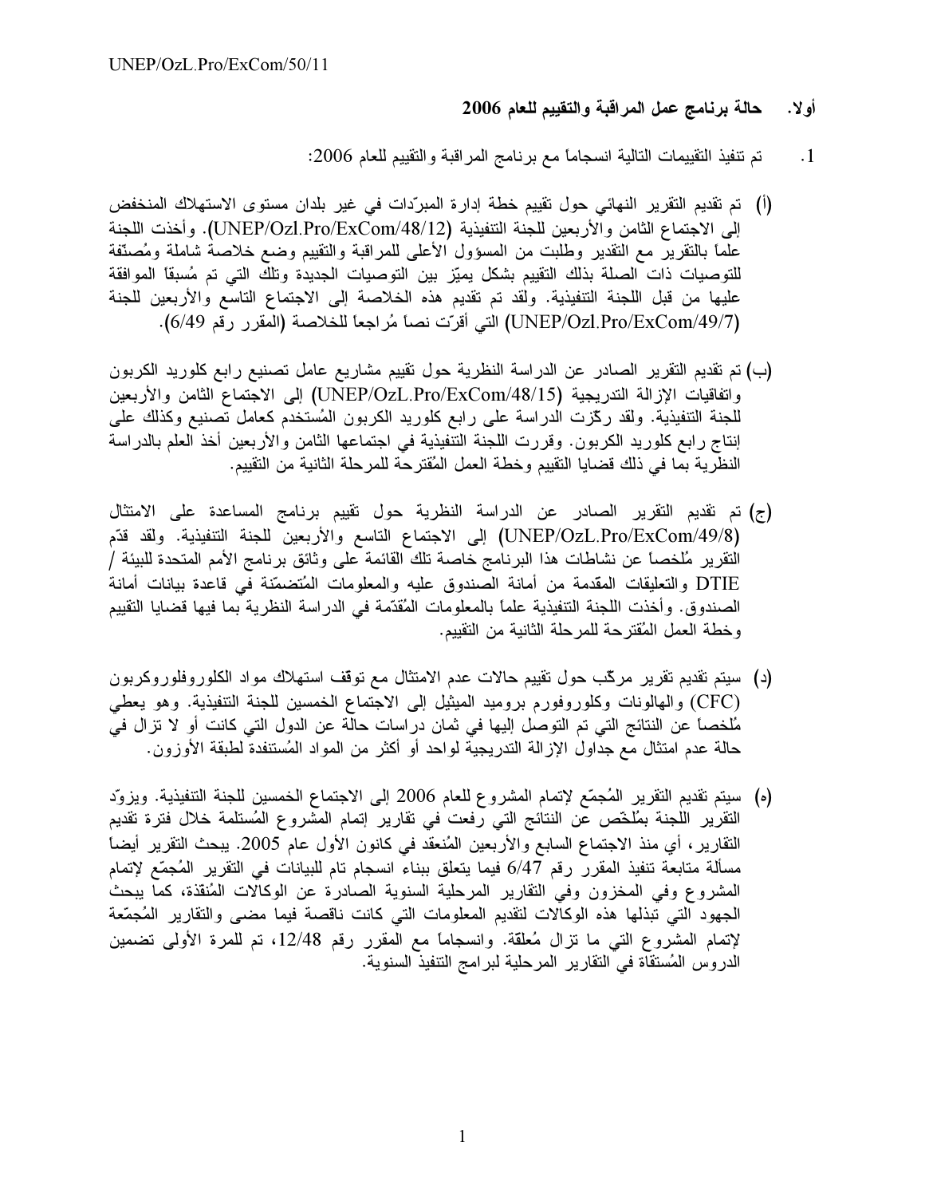## أولا. حالة برنامج عمل المراقبة والتقييم للعام 2006

1. تم تنفيذ التقييمات التالية انسجاماً مع برنامج المراقبة والتقييم للعام 2006:

(أ) تم تقديم التقرير النهائي حول تقييم خطة إدارة المبرّدات في غير بلدان مستوى الاستهلاك المنخفض إلى الاجتماع الثامن والأربعين للجنة التنفيذية (UNEP/Ozl.Pro/ExCom/48/12). وأخذت اللجنة علماً بالتقرير مع التقدير وطلبت من المسؤول الأعلى للمراقبة والتقييم وضع خلاصة شاملة ومُصنّفة للتوصيات ذات الصلة بذلك التقييم بشكل يميّز بين التوصيات الجديدة وتلك التي تم مُسبقاً الموافقة عليها من قبل اللجنة التنفيذية. ولقد تم تقديم هذه الخلاصة إلى الاجتماع التاسع والأربعين للجنة (UNEP/Ozl.Pro/ExCom/49/7) التي أقرّت نصاً مُراجعاً للخلاصة (المقرر رقم 6/49).

(ب) تم تقديم التقرير الصادر عن الدراسة النظرية حول تقييم مشاريع عامل تصنيع رابع كلوريد الكربون واتفاقيات الإزالة التدريجية (UNEP/OzL.Pro/ExCom/48/15) إلى الاجتماع الثامن والأربعين للجنة التنفيذية. ولقد ركّزت الدراسة على رابع كلوريد الكربون المُستخدم كعامل تصنيع وكذلك على إنتاج رابع كلوريد الكربون. وقررت اللجنة التنفيذية في اجتماعها الثامن والأربعين أخذ العلم بالدراسة النظرية بما في ذلك قضايا التقييم وخطة العمل المُقترحة للمرحلة الثانية من التقييم.

(ج) تم تقديم التقرير الصادر عن الدراسة النظرية حول تقييم برنامج المساعدة على الامتثال (UNEP/OzL.Pro/ExCom/49/8) إلى الاجتماع التاسع والأربعين للجنة التنفيذية. ولقد قدّم التقرير مُلخصاً عن نشاطات هذا البرنامج خاصة تلك القائمة على وثائق برنامج الأمم المتحدة للبيئة / DTIE والتعليقات المقدمة من أمانة الصندوق عليه والمعلومات المُتضمّنة في قاعدة بيانات أمانة الصندوق. وأخذت اللجنة التنفيذية علماً بالمعلومات المُقدّمة في الدراسة النظرية بما فيها قضايا التقييم وخطة العمل المُقترحة للمرحلة الثانية من التقييم.

(د) سيتم تقديم تقرير مركّب حول تقييم حالات عدم الامتثال مع توقف استهلاك مواد الكلوروفلوروكربون (CFC) والهالونات وكلوروفورم بروميد الميثيل إلى الاجتماع الخمسين للجنة التنفيذية. وهو يعطي مُلخصاً عن النتائج التي تم التوصل إليها في ثمان دراسات حالة عن الدول التي كانت أو لا تزال في حالة عدم امتثال مع جداول الإزالة التدريجية لواحد أو أكثر من المواد المُستنفدة لطبقة الأوزون.

(ه) سيتم تقديم التقرير المُجمّع لإتمام المشروع للعام 2006 إلى الاجتماع الخمسين للجنة التنفيذية. ويزوّد التقرير اللجنة بمُلخّص عن النتائج التي رفعت في تقارير إتمام المشروع المُستلمة خلال فترة تقديم التقارير، أي منذ الاجتماع السابع والأربعين المُنعقد في كانون الأول عام 2005. يبحث التقرير أيضاً مسألة متابعة تنفيذ المقرر رقم 6/47 فيما يتعلق ببناء انسجام تام للبيانات في التقرير المُجمّع لإتمام المشروع وفي المخزون وفي التقارير المرحلية السنوية الصادرة عن الوكالات المُنفذة، كما يبحث الجهود التي تبذلها هذه الوكالات لتقديم المعلومات التي كانت ناقصة فيما مضى والتقارير المُجمّعة لإتمام المشروع التي ما تزال مُعلقة. وانسجاماً مع المقرر رقم 12/48، تم للمرة الأولى تضمين الدروس المُستقاة في التقارير المرحلية لبرامج التنفيذ السنوية.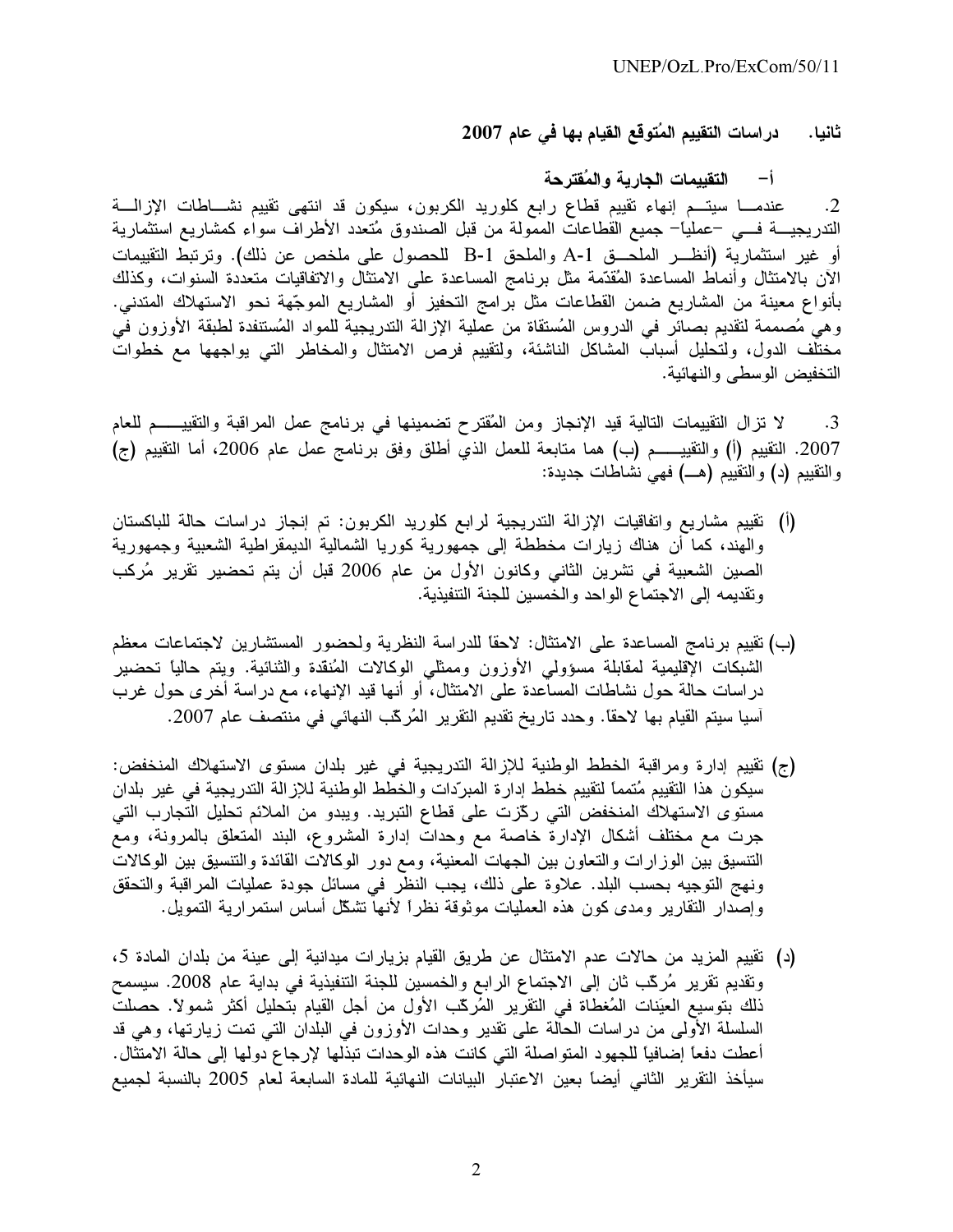## ثانيا. دراسات التقييم المُتوقع القيام بها في عام 2007

### أ- التقييمات الجارية والمُقترحة

2. عندما سيتم إنهاء تقييم قطاع رابع كلوريد الكربون، سيكون قد انتهى تقييم نشاطات الإزالة التدريجية في –عملياً– جميع القطاعات الممولة من قبل الصندوق مُتعدد الأطراف سواء كمشاريع استثمارية أو غير استثمارية (أنظر الملحق A-1 والملحق B-1 للحصول على ملخص عن ذلك). وترتبط التقييمات الآن بالامتثال وأنماط المساعدة المُقدّمة مثل برنامج المساعدة على الامتثال والاتفاقيات متعددة السنوات، وكذلك بأنواع معينة من المشاريع ضمن القطاعات مثل برامج التحفيز أو المشاريع الموجّهة نحو الاستهلاك المتدني. وهي مُصممة لتقديم بصائر في الدروس المُستقاة من عملية الإزالة التدريجية للمواد المُستنفدة لطبقة الأوزون في مختلف الدول، ولتحليل أسباب المشاكل الناشئة، ولتقييم فرص الامتثال والمخاطر التي يواجهها مع خطوات التخفيض الوسطى والنهائية.

3. لا تزال التقييمات التالية قيد الإنجاز ومن المُقترح تضمينها في برنامج عمل المراقبة والتقييم للعام 2007. التقييم (أ) والتقييم (ب) هما متابعة للعمل الذي أطلق وفق برنامج عمل عام 2006، أما التقييم (ج) والتقييم (د) والتقييم (هـ) فهي نشاطات جديدة:

(أ) تقييم مشاريع واتفاقيات الإزالة التدريجية لرابع كلوريد الكربون: تم إنجاز دراسات حالة للباكستان والهند، كما أن هناك زيارات مخططة إلى جمهورية كوريا الشمالية الديمقراطية الشعبية وجمهورية الصين الشعبية في تشرين الثاني وكانون الأول من عام 2006 قبل أن يتم تحضير تقرير مُركب وتقديمه إلى الاجتماع الواحد والخمسين للجنة التنفيذية.

(ب) تقييم برنامج المساعدة على الامتثال: لاحقاً للدراسة النظرية ولحضور المستشارين لاجتماعات معظم الشبكات الإقليمية لمقابلة مسؤولي الأوزون وممثلي الوكالات المُنفذة والثنائية. ويتم حالياً تحضير دراسات حالة حول نشاطات المساعدة على الامتثال، أو أنها قيد الإنهاء، مع دراسة أخرى حول غرب آسيا سيتم القيام بها لاحقاً. وحدد تاريخ تقديم التقرير المُركّب النهائي في منتصف عام 2007.

(ج) تقييم إدارة ومراقبة الخطط الوطنية للإزالة التدريجية في غير بلدان مستوى الاستهلاك المنخفض: سيكون هذا التقييم مُتمماً لتقييم خطط إدارة المبرّدات والخطط الوطنية للإزالة التدريجية في غير بلدان مستوى الاستهلاك المنخفض التي ركّزت على قطاع التبريد. ويبدو من الملائم تحليل التجارب التي جرت مع مختلف أشكال الإدارة خاصة مع وحدات إدارة المشروع، البند المتعلق بالمرونة، ومع التنسيق بين الوزارات والتعاون بين الجهات المعنية، ومع دور الوكالات القائدة والتنسيق بين الوكالات ونهج التوجيه بحسب البلد. علاوة على ذلك، يجب النظر في مسائل جودة عمليات المراقبة والتحقق وإصدار التقارير ومدى كون هذه العمليات موثوقة نظراً لأنها تشكّل أساس استمرارية التمويل.

(د) تقييم المزيد من حالات عدم الامتثال عن طريق القيام بزيارات ميدانية إلى عينة من بلدان المادة 5، وتقديم تقرير مُركّب ثان إلى الاجتماع الرابع والخمسين للجنة التنفيذية في بداية عام 2008. سيسمح ذلك بتوسيع العيّنات المُغطاة في التقرير المُركّب الأول من أجل القيام بتحليل أكثر شمولاً. حصلت السلسلة الأولى من دراسات الحالة على تقدير وحدات الأوزون في البلدان التي تمت زيارتها، وهي قد أعطت دفعاً إضافياً للجهود المتواصلة التي كانت هذه الوحدات تبذلها لإرجاع دولها إلى حالة الامتثال. سيأخذ التقرير الثاني أيضاً بعين الاعتبار البيانات النهائية للمادة السابعة لعام 2005 بالنسبة لجميع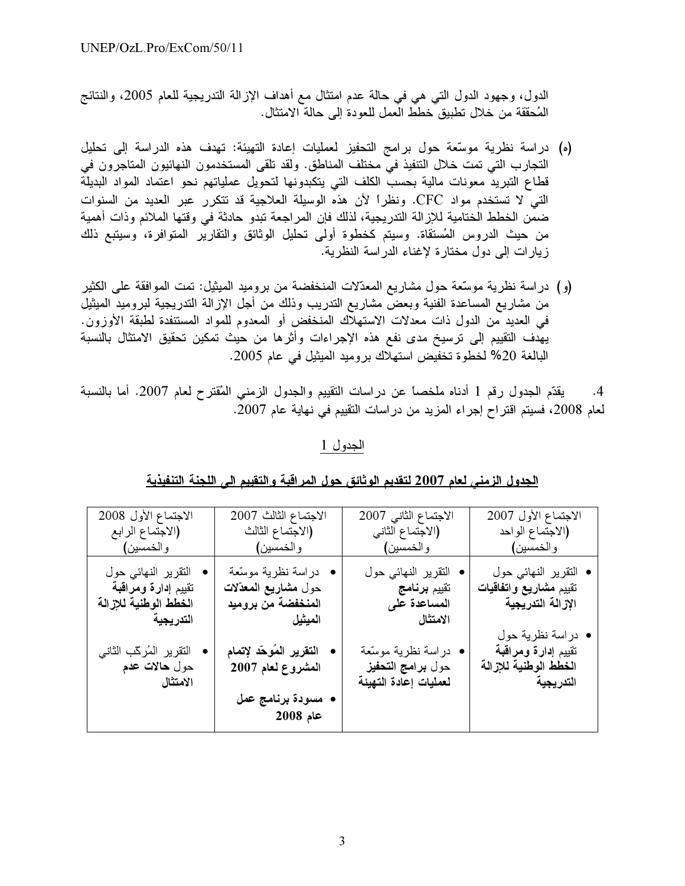الدول، وجهود الدول التي هي في حالة عدم امتثال مع أهداف الإزالة التدريجية للعام 2005، والنتائج المُحققة من خلال تطبيق خطط العمل للعودة إلى حالة الامتثال.

(ﻫ) دراسة نظرية موسّعة حول برامج التحفيز لعمليات إعادة التهيئة: تهدف هذه الدراسة إلى تحليل التجارب التي تمت خلال التنفيذ في مختلف المناطق. ولقد تلقى المستخدمون النهائيون المتاجرون في قطاع التبريد معونات مالية بحسب الكلف التي يتكبدونها لتحويل عملياتهم نحو اعتماد المواد البديلة التي لا تستخدم مواد CFC. ونظراً لأن هذه الوسيلة العلاجية قد تتكرر عبر العديد من السنوات ضمن الخطط الختامية للإزالة التدريجية، لذلك فإن المراجعة تبدو حادثة في وقتها الملائم وذات أهمية من حيث الدروس المُستقاة. وسيتم كخطوة أولى تحليل الوثائق والتقارير المتوافرة، وسيتبع ذلك زيارات إلى دول مختارة لإغناء الدراسة النظرية.

(و) دراسة نظرية موسّعة حول مشاريع المعدّلات المنخفضة من بروميد الميثيل: تمت الموافقة على الكثير من مشاريع المساعدة الفنية وبعض مشاريع التدريب وذلك من أجل الإزالة التدريجية لبروميد الميثيل في العديد من الدول ذات معدلات الاستهلاك المنخفض أو المعدوم للمواد المستنفدة لطبقة الأوزون. يهدف التقييم إلى ترسيخ مدى نفع هذه الإجراءات وأثرها من حيث تمكين تحقيق الامتثال بالنسبة البالغة 20% لخطوة تخفيض استهلاك بروميد الميثيل في عام 2005.

4. يقدّم الجدول رقم 1 أدناه ملخصاً عن دراسات التقييم والجدول الزمني المُقترح لعام 2007. أما بالنسبة لعام 2008، فسيتم اقتراح إجراء المزيد من دراسات التقييم في نهاية عام 2007.

الجدول 1

**الجدول الزمني لعام 2007 لتقديم الوثائق حول المراقبة والتقييم إلى اللجنة التنفيذية**

| الاجتماع الأول 2007 (الاجتماع الواحد والخمسين) | الاجتماع الثاني 2007 (الاجتماع الثاني والخمسين) | الاجتماع الثالث 2007 (الاجتماع الثالث والخمسين) | الاجتماع الأول 2008 (الاجتماع الرابع والخمسين) |
|---|---|---|---|
| • التقرير النهائي حول تقييم **مشاريع واتفاقيات الإزالة التدريجية**<br>• دراسة نظرية حول تقييم **إدارة ومراقبة الخطط الوطنية للإزالة التدريجية** | • التقرير النهائي حول تقييم **برنامج المساعدة على الامتثال**<br>• دراسة نظرية موسّعة حول **برامج التحفيز لعمليات إعادة التهيئة** | • دراسة نظرية موسّعة حول **مشاريع المعدّلات المنخفضة من بروميد الميثيل**<br>• **التقرير المُوحّد لإتمام المشروع لعام 2007**<br>• **مسودة برنامج عمل عام 2008** | • التقرير النهائي حول تقييم **إدارة ومراقبة الخطط الوطنية للإزالة التدريجية**<br>• التقرير المُركّب الثاني حول **حالات عدم الامتثال** |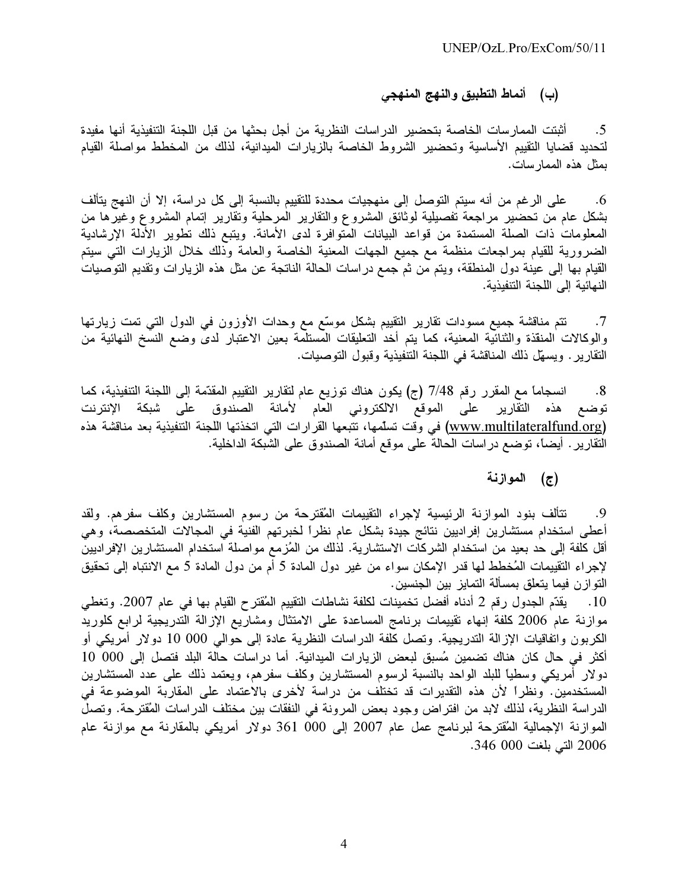### (ب) أنماط التطبيق والنهج المنهجي

5. أثبتت الممارسات الخاصة بتحضير الدراسات النظرية من أجل بحثها من قبل اللجنة التنفيذية أنها مفيدة لتحديد قضايا التقييم الأساسية وتحضير الشروط الخاصة بالزيارات الميدانية، لذلك من المخطط مواصلة القيام بمثل هذه الممارسات.

6. على الرغم من أنه سيتم التوصل إلى منهجيات محددة للتقييم بالنسبة إلى كل دراسة، إلا أن النهج يتألف بشكل عام من تحضير مراجعة تفصيلية لوثائق المشروع والتقارير المرحلية وتقارير إتمام المشروع وغيرها من المعلومات ذات الصلة المستمدة من قواعد البيانات المتوافرة لدى الأمانة. ويتبع ذلك تطوير الأدلة الإرشادية الضرورية للقيام بمراجعات منظمة مع جميع الجهات المعنية الخاصة والعامة وذلك خلال الزيارات التي سيتم القيام بها إلى عينة دول المنطقة، ويتم من ثم جمع دراسات الحالة الناتجة عن مثل هذه الزيارات وتقديم التوصيات النهائية إلى اللجنة التنفيذية.

7. تتم مناقشة جميع مسودات تقارير التقييم بشكل موسّع مع وحدات الأوزون في الدول التي تمت زيارتها والوكالات المنفذة والثنائية المعنية، كما يتم أخذ التعليقات المستلمة بعين الاعتبار لدى وضع النسخ النهائية من التقارير. ويسهّل ذلك المناقشة في اللجنة التنفيذية وقبول التوصيات.

8. انسجاماً مع المقرر رقم 7/48 (ج) يكون هناك توزيع عام لتقارير التقييم المقدّمة إلى اللجنة التنفيذية، كما توضع هذه التقارير على الموقع الالكتروني العام لأمانة الصندوق على شبكة الإنترنت (www.multilateralfund.org) في وقت تسلّمها، تتبعها القرارات التي اتخذتها اللجنة التنفيذية بعد مناقشة هذه التقارير. أيضاً، توضع دراسات الحالة على موقع أمانة الصندوق على الشبكة الداخلية.

### (ج) الموازنة

9. تتألف بنود الموازنة الرئيسية لإجراء التقييمات المُقترحة من رسوم المستشارين وكلف سفرهم. ولقد أعطى استخدام مستشارين إفراديين نتائج جيدة بشكل عام نظراً لخبرتهم الفنية في المجالات المتخصصة، وهي أقل كلفة إلى حد بعيد من استخدام الشركات الاستشارية. لذلك من المُزمع مواصلة استخدام المستشارين الإفراديين لإجراء التقييمات المُخطط لها قدر الإمكان سواء من غير دول المادة 5 أم من دول المادة 5 مع الانتباه إلى تحقيق التوازن فيما يتعلق بمسألة التمايز بين الجنسين.

10. يقدّم الجدول رقم 2 أدناه أفضل تخمينات لكلفة نشاطات التقييم المُقترح القيام بها في عام 2007. وتغطي موازنة عام 2006 كلفة إنهاء تقييمات برنامج المساعدة على الامتثال ومشاريع الإزالة التدريجية لرابع كلوريد الكربون واتفاقيات الإزالة التدريجية. وتصل كلفة الدراسات النظرية عادة إلى حوالي 000 10 دولار أمريكي أو أكثر في حال كان هناك تضمين مُسبق لبعض الزيارات الميدانية. أما دراسات حالة البلد فتصل إلى 000 10 دولار أمريكي وسطياً للبلد الواحد بالنسبة لرسوم المستشارين وكلف سفرهم، ويعتمد ذلك على عدد المستشارين المستخدمين. ونظراً لأن هذه التقديرات قد تختلف من دراسة لأخرى بالاعتماد على المقاربة الموضوعة في الدراسة النظرية، لذلك لابد من افتراض وجود بعض المرونة في النفقات بين مختلف الدراسات المُقترحة. وتصل الموازنة الإجمالية المُقترحة لبرنامج عمل عام 2007 إلى 000 361 دولار أمريكي بالمقارنة مع موازنة عام 2006 التي بلغت 000 346.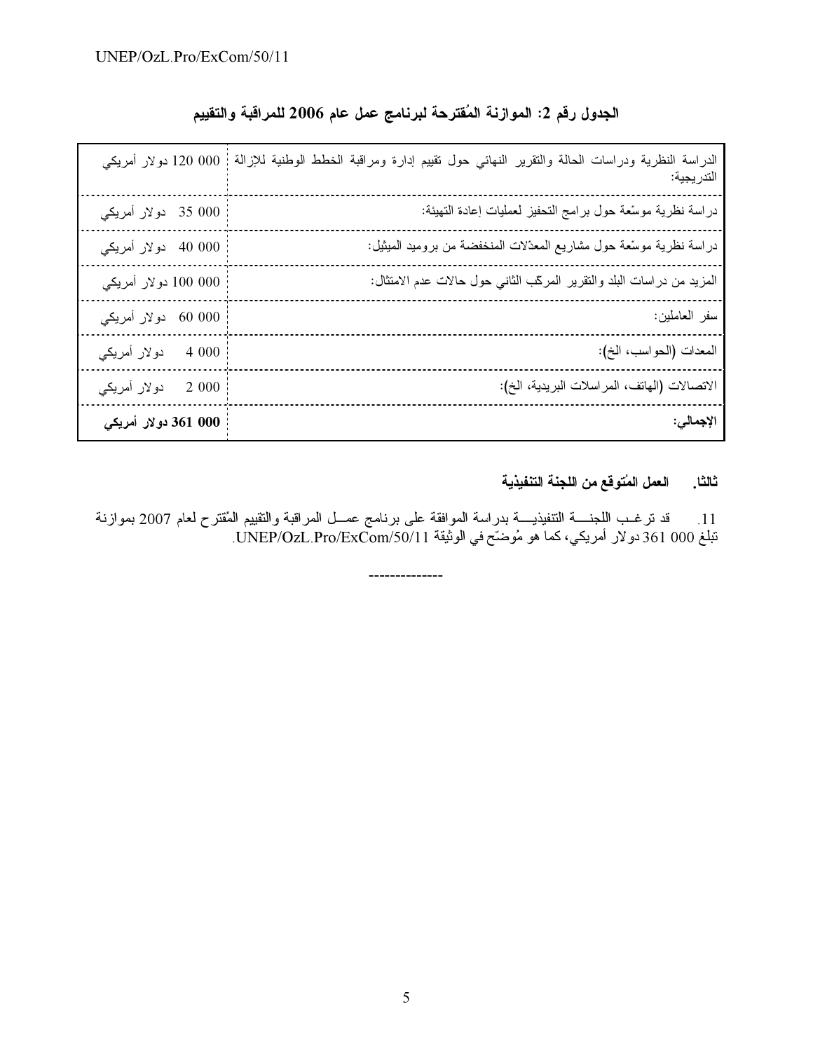## الجدول رقم 2: الموازنة المُقترحة لبرنامج عمل عام 2006 للمراقبة والتقييم

| | |
|---|---|
| الدراسة النظرية ودراسات الحالة والتقرير النهائي حول تقييم إدارة ومراقبة الخطط الوطنية للإزالة التدريجية: | 120 000 دولار أمريكي |
| دراسة نظرية موسّعة حول برامج التحفيز لعمليات إعادة التهيئة: | 35 000 دولار أمريكي |
| دراسة نظرية موسّعة حول مشاريع المعدّلات المنخفضة من بروميد الميثيل: | 40 000 دولار أمريكي |
| المزيد من دراسات البلد والتقرير المركّب الثاني حول حالات عدم الامتثال: | 100 000 دولار أمريكي |
| سفر العاملين: | 60 000 دولار أمريكي |
| المعدات (الحواسب، الخ): | 4 000 دولار أمريكي |
| الاتصالات (الهاتف، المراسلات البريدية، الخ): | 2 000 دولار أمريكي |
| **الإجمالي:** | **361 000 دولار أمريكي** |

### ثالثا. العمل المُتوقع من اللجنة التنفيذية

11. قد ترغب اللجنة التنفيذية بدراسة الموافقة على برنامج عمل المراقبة والتقييم المُقترح لعام 2007 بموازنة تبلغ 361 000 دولار أمريكي، كما هو مُوضّح في الوثيقة UNEP/OzL.Pro/ExCom/50/11.

--------------